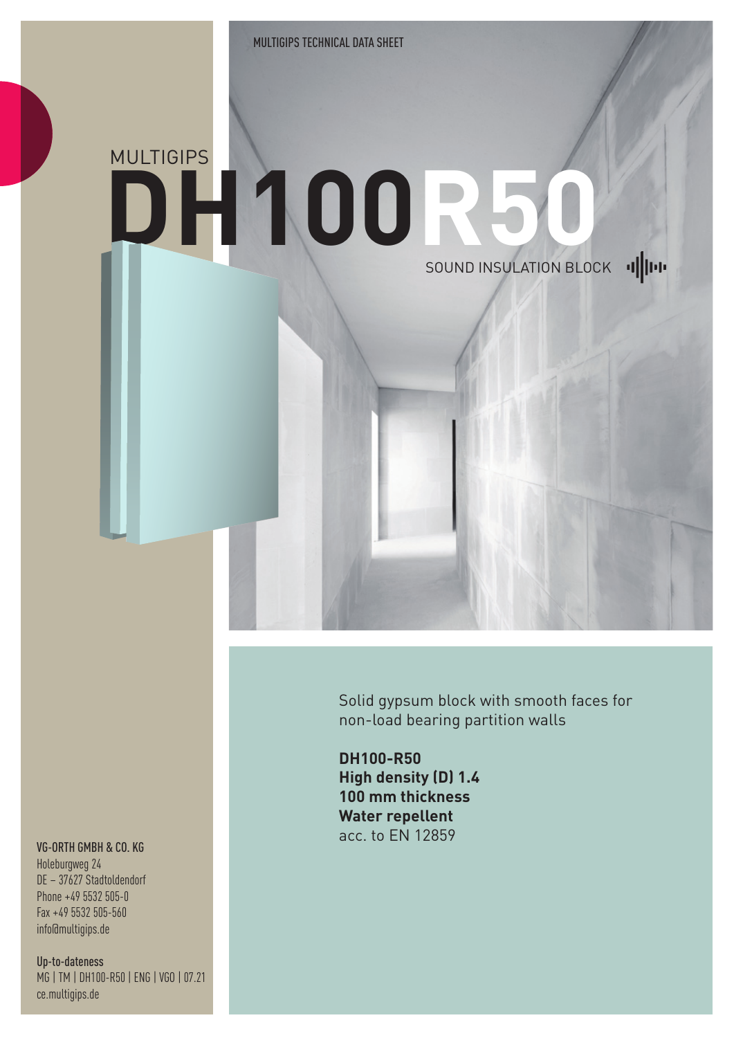MULTIGIPS TECHNICAL DATA SHEET

MULTIGIPS

# DH100R50

SOUND INSULATION BLOCK

Solid gypsum block with smooth faces for non-load bearing partition walls

**DH100-R50**
**High density (D) 1.4**
**100 mm thickness**
**Water repellent**
acc. to EN 12859

VG-ORTH GMBH & CO. KG
Holeburgweg 24
DE – 37627 Stadtoldendorf
Phone +49 5532 505-0
Fax +49 5532 505-560
info@multigips.de

Up-to-dateness
MG | TM | DH100-R50 | ENG | VGO | 07.21
ce.multigips.de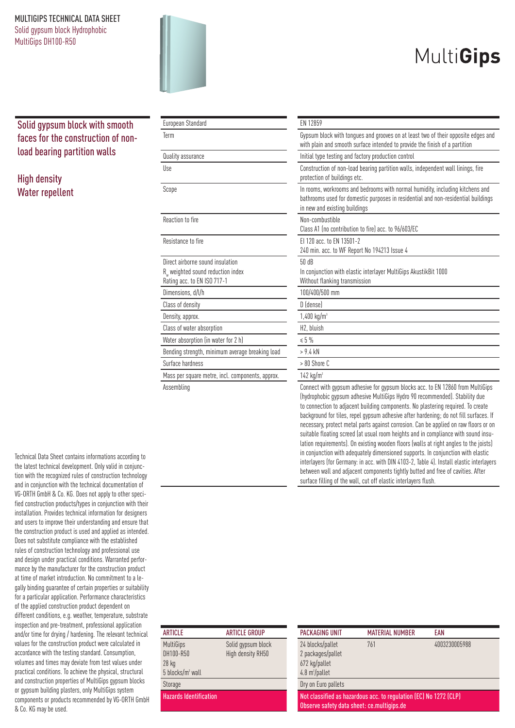MULTIGIPS TECHNICAL DATA SHEET
Solid gypsum block Hydrophobic
MultiGips DH100-R50

MultiGips

## Solid gypsum block with smooth faces for the construction of non-load bearing partition walls

### High density
### Water repellent

| | |
|---|---|
| European Standard | EN 12859 |
| Term | Gypsum block with tongues and grooves on at least two of their opposite edges and with plain and smooth surface intended to provide the finish of a partition |
| Quality assurance | Initial type testing and factory production control |
| Use | Construction of non-load bearing partition walls, independent wall linings, fire protection of buildings etc. |
| Scope | In rooms, workrooms and bedrooms with normal humidity, including kitchens and bathrooms used for domestic purposes in residential and non-residential buildings in new and existing buildings |
| Reaction to fire | Non-combustible<br>Class A1 (no contribution to fire) acc. to 96/603/EC |
| Resistance to fire | EI 120 acc. to EN 13501-2<br>240 min. acc. to WF Report No 194213 Issue 4 |
| Direct airborne sound insulation<br>$R_w$ weighted sound reduction index<br>Rating acc. to EN ISO 717-1 | 50 dB<br>In conjunction with elastic interlayer MultiGips AkustikBit 1000<br>Without flanking transmission |
| Dimensions, d/l/h | 100/400/500 mm |
| Class of density | D (dense) |
| Density, approx. | 1,400 kg/m³ |
| Class of water absorption | H2, bluish |
| Water absorption (in water for 2 h) | ≤ 5 % |
| Bending strength, minimum average breaking load | > 9.4 kN |
| Surface hardness | > 80 Shore C |
| Mass per square metre, incl. components, approx. | 142 kg/m² |
| Assembling | Connect with gypsum adhesive for gypsum blocks acc. to EN 12860 from MultiGips (hydrophobic gypsum adhesive MultiGips Hydro 90 recommended). Stability due to connection to adjacent building components. No plastering required. To create background for tiles, repel gypsum adhesive after hardening; do not fill surfaces. If necessary, protect metal parts against corrosion. Can be applied on raw floors or on suitable floating screed (at usual room heights and in compliance with sound insulation requirements). On existing wooden floors (walls at right angles to the joists) in conjunction with adequately dimensioned supports. In conjunction with elastic interlayers (for Germany: in acc. with DIN 4103-2, Table 4). Install elastic interlayers between wall and adjacent components tightly butted and free of cavities. After surface filling of the wall, cut off elastic interlayers flush. |

Technical Data Sheet contains informations according to the latest technical development. Only valid in conjunction with the recognized rules of construction technology and in conjunction with the technical documentation of VG-ORTH GmbH & Co. KG. Does not apply to other specified construction products/types in conjunction with their installation. Provides technical information for designers and users to improve their understanding and ensure that the construction product is used and applied as intended. Does not substitute compliance with the established rules of construction technology and professional use and design under practical conditions. Warranted performance by the manufacturer for the construction product at time of market introduction. No commitment to a legally binding guarantee of certain properties or suitability for a particular application. Performance characteristics of the applied construction product dependent on different conditions, e.g. weather, temperature, substrate inspection and pre-treatment, professional application and/or time for drying / hardening. The relevant technical values for the construction product were calculated in accordance with the testing standard. Consumption, volumes and times may deviate from test values under practical conditions. To achieve the physical, structural and construction properties of MultiGips gypsum blocks or gypsum building plasters, only MultiGips system components or products recommended by VG-ORTH GmbH & Co. KG may be used.

| ARTICLE | ARTICLE GROUP | PACKAGING UNIT | MATERIAL NUMBER | EAN |
|---|---|---|---|---|
| MultiGips<br>DH100-R50<br>28 kg<br>5 blocks/m² wall | Solid gypsum block<br>High density RH50 | 24 blocks/pallet<br>2 packages/pallet<br>672 kg/pallet<br>4.8 m²/pallet | 761 | 4003230005988 |
| Storage | | Dry on Euro pallets | | |
| Hazards Identification | | Not classified as hazardous acc. to regulation (EC) No 1272 (CLP)<br>Observe safety data sheet: ce.multigips.de | | |